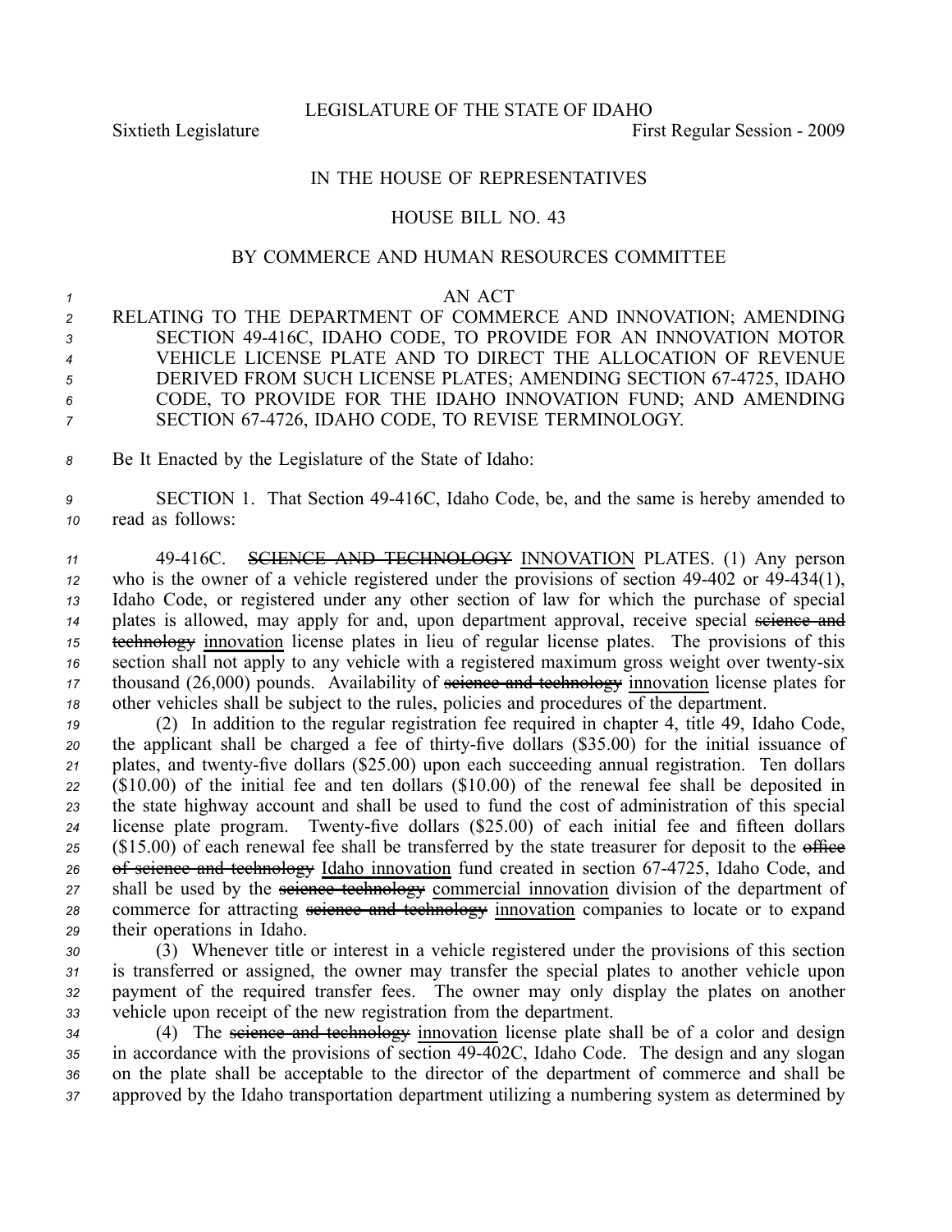LEGISLATURE OF THE STATE OF IDAHO

Sixtieth Legislature First Regular Session - 2009

# IN THE HOUSE OF REPRESENTATIVES

## HOUSE BILL NO. 43

### BY COMMERCE AND HUMAN RESOURCES COMMITTEE

AN ACT

RELATING TO THE DEPARTMENT OF COMMERCE AND INNOVATION; AMENDING SECTION 49-416C, IDAHO CODE, TO PROVIDE FOR AN INNOVATION MOTOR VEHICLE LICENSE PLATE AND TO DIRECT THE ALLOCATION OF REVENUE DERIVED FROM SUCH LICENSE PLATES; AMENDING SECTION 67-4725, IDAHO CODE, TO PROVIDE FOR THE IDAHO INNOVATION FUND; AND AMENDING SECTION 67-4726, IDAHO CODE, TO REVISE TERMINOLOGY.

Be It Enacted by the Legislature of the State of Idaho:

SECTION 1. That Section 49-416C, Idaho Code, be, and the same is hereby amended to read as follows:

49-416C. ~~SCIENCE AND TECHNOLOGY~~ INNOVATION PLATES. (1) Any person who is the owner of a vehicle registered under the provisions of section 49-402 or 49-434(1), Idaho Code, or registered under any other section of law for which the purchase of special plates is allowed, may apply for and, upon department approval, receive special ~~science and technology~~ innovation license plates in lieu of regular license plates. The provisions of this section shall not apply to any vehicle with a registered maximum gross weight over twenty-six thousand (26,000) pounds. Availability of ~~science and technology~~ innovation license plates for other vehicles shall be subject to the rules, policies and procedures of the department.

(2) In addition to the regular registration fee required in chapter 4, title 49, Idaho Code, the applicant shall be charged a fee of thirty-five dollars ($35.00) for the initial issuance of plates, and twenty-five dollars ($25.00) upon each succeeding annual registration. Ten dollars ($10.00) of the initial fee and ten dollars ($10.00) of the renewal fee shall be deposited in the state highway account and shall be used to fund the cost of administration of this special license plate program. Twenty-five dollars ($25.00) of each initial fee and fifteen dollars ($15.00) of each renewal fee shall be transferred by the state treasurer for deposit to the ~~office of science and technology~~ Idaho innovation fund created in section 67-4725, Idaho Code, and shall be used by the ~~science technology~~ commercial innovation division of the department of commerce for attracting ~~science and technology~~ innovation companies to locate or to expand their operations in Idaho.

(3) Whenever title or interest in a vehicle registered under the provisions of this section is transferred or assigned, the owner may transfer the special plates to another vehicle upon payment of the required transfer fees. The owner may only display the plates on another vehicle upon receipt of the new registration from the department.

(4) The ~~science and technology~~ innovation license plate shall be of a color and design in accordance with the provisions of section 49-402C, Idaho Code. The design and any slogan on the plate shall be acceptable to the director of the department of commerce and shall be approved by the Idaho transportation department utilizing a numbering system as determined by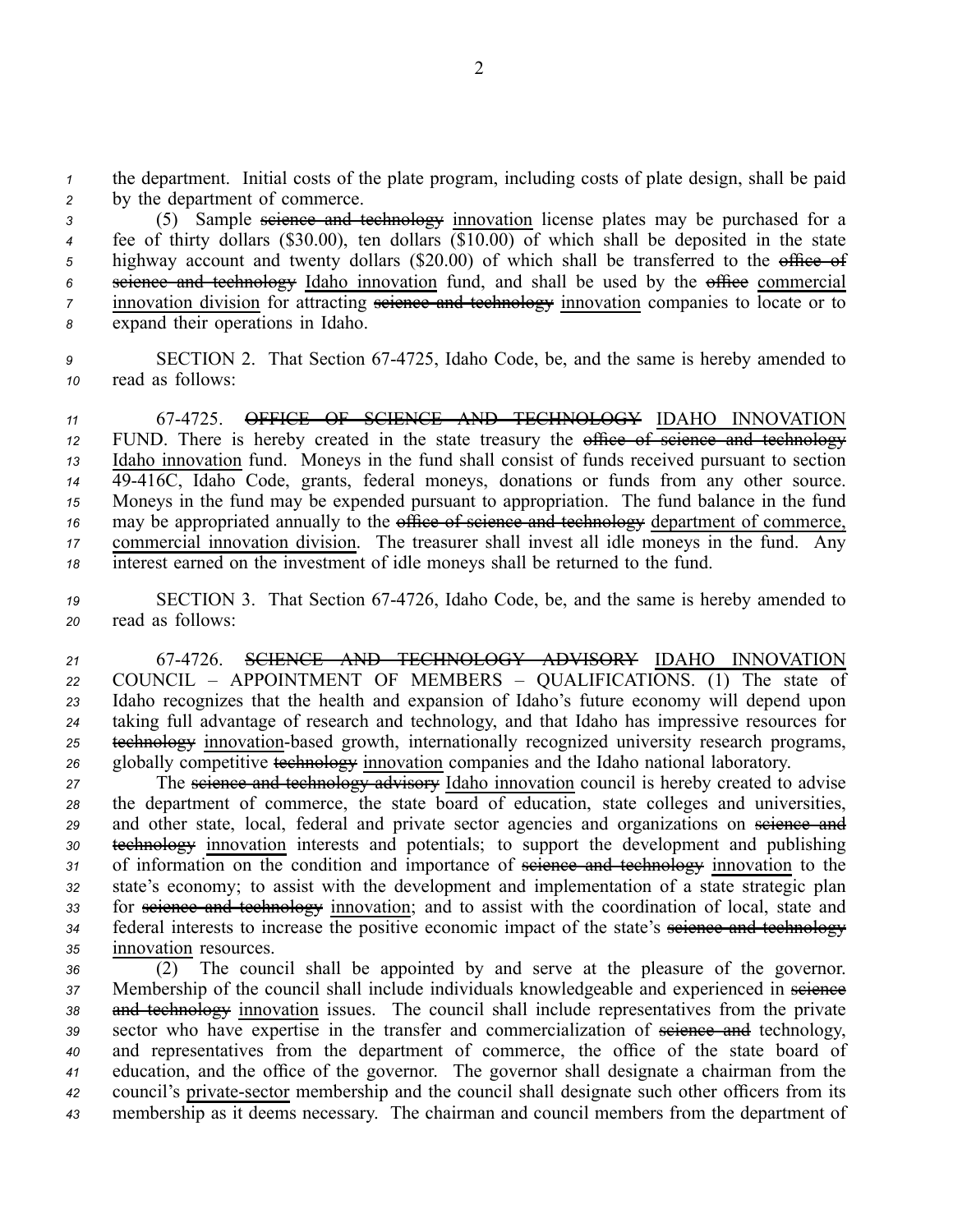the department. Initial costs of the plate program, including costs of plate design, shall be paid by the department of commerce.

(5) Sample ~~science and technology~~ innovation license plates may be purchased for a fee of thirty dollars ($30.00), ten dollars ($10.00) of which shall be deposited in the state highway account and twenty dollars ($20.00) of which shall be transferred to the ~~office of science and technology~~ Idaho innovation fund, and shall be used by the ~~office~~ commercial innovation division for attracting ~~science and technology~~ innovation companies to locate or to expand their operations in Idaho.

SECTION 2. That Section 67-4725, Idaho Code, be, and the same is hereby amended to read as follows:

67-4725. ~~OFFICE OF SCIENCE AND TECHNOLOGY~~ IDAHO INNOVATION FUND. There is hereby created in the state treasury the ~~office of science and technology~~ Idaho innovation fund. Moneys in the fund shall consist of funds received pursuant to section 49-416C, Idaho Code, grants, federal moneys, donations or funds from any other source. Moneys in the fund may be expended pursuant to appropriation. The fund balance in the fund may be appropriated annually to the ~~office of science and technology~~ department of commerce, commercial innovation division. The treasurer shall invest all idle moneys in the fund. Any interest earned on the investment of idle moneys shall be returned to the fund.

SECTION 3. That Section 67-4726, Idaho Code, be, and the same is hereby amended to read as follows:

67-4726. ~~SCIENCE AND TECHNOLOGY ADVISORY~~ IDAHO INNOVATION COUNCIL – APPOINTMENT OF MEMBERS – QUALIFICATIONS. (1) The state of Idaho recognizes that the health and expansion of Idaho's future economy will depend upon taking full advantage of research and technology, and that Idaho has impressive resources for ~~technology~~ innovation-based growth, internationally recognized university research programs, globally competitive ~~technology~~ innovation companies and the Idaho national laboratory.

The ~~science and technology advisory~~ Idaho innovation council is hereby created to advise the department of commerce, the state board of education, state colleges and universities, and other state, local, federal and private sector agencies and organizations on ~~science and technology~~ innovation interests and potentials; to support the development and publishing of information on the condition and importance of ~~science and technology~~ innovation to the state's economy; to assist with the development and implementation of a state strategic plan for ~~science and technology~~ innovation; and to assist with the coordination of local, state and federal interests to increase the positive economic impact of the state's ~~science and technology~~ innovation resources.

(2) The council shall be appointed by and serve at the pleasure of the governor. Membership of the council shall include individuals knowledgeable and experienced in ~~science and technology~~ innovation issues. The council shall include representatives from the private sector who have expertise in the transfer and commercialization of ~~science and~~ technology, and representatives from the department of commerce, the office of the state board of education, and the office of the governor. The governor shall designate a chairman from the council's private-sector membership and the council shall designate such other officers from its membership as it deems necessary. The chairman and council members from the department of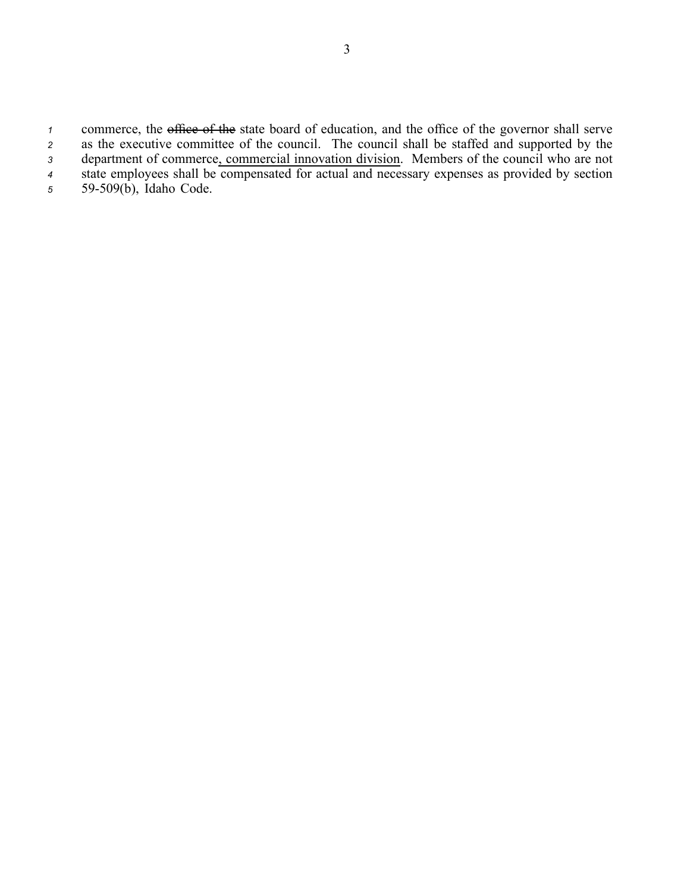commerce, the ~~office of the~~ state board of education, and the office of the governor shall serve as the executive committee of the council. The council shall be staffed and supported by the department of commerce<u>, commercial innovation division</u>. Members of the council who are not state employees shall be compensated for actual and necessary expenses as provided by section 59-509(b), Idaho Code.